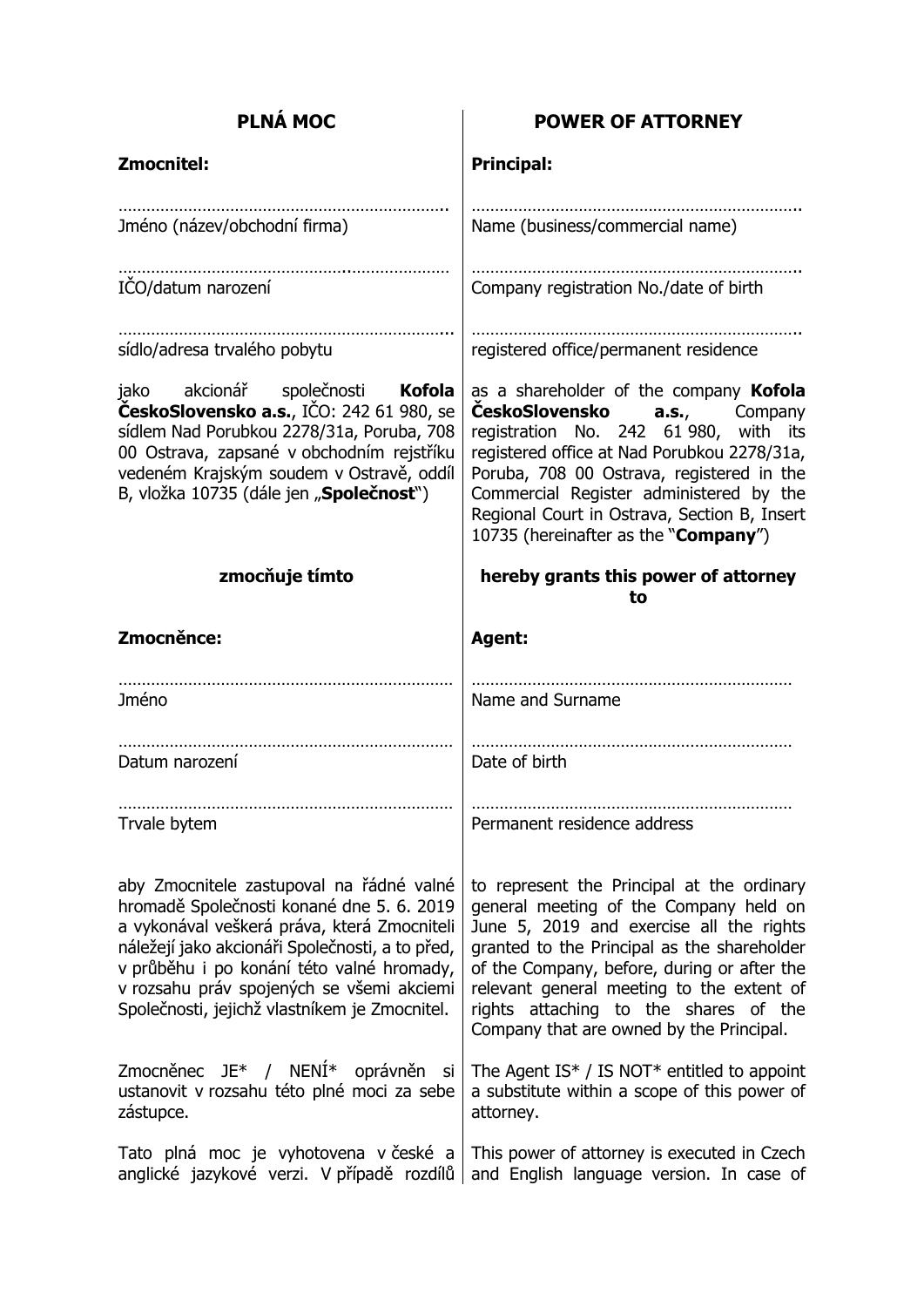| PLNÁ MOC | POWER OF ATTORNEY |
|---|---|
| **Zmocnitel:** | **Principal:** |
| ……………………………………………………………. Jméno (název/obchodní firma) | ……………………………………………………………. Name (business/commercial name) |
| ……………………………………………………………. IČO/datum narození | ……………………………………………………………. Company registration No./date of birth |
| ……………………………………………………………. sídlo/adresa trvalého pobytu | ……………………………………………………………. registered office/permanent residence |
| jako akcionář společnosti **Kofola ČeskoSlovensko a.s.**, IČO: 242 61 980, se sídlem Nad Porubkou 2278/31a, Poruba, 708 00 Ostrava, zapsané v obchodním rejstříku vedeném Krajským soudem v Ostravě, oddíl B, vložka 10735 (dále jen „**Společnost**") | as a shareholder of the company **Kofola ČeskoSlovensko a.s.**, Company registration No. 242 61 980, with its registered office at Nad Porubkou 2278/31a, Poruba, 708 00 Ostrava, registered in the Commercial Register administered by the Regional Court in Ostrava, Section B, Insert 10735 (hereinafter as the "**Company**") |
| **zmocňuje tímto** | **hereby grants this power of attorney to** |
| **Zmocněnce:** | **Agent:** |
| ……………………………………………………………. Jméno | ……………………………………………………………. Name and Surname |
| ……………………………………………………………. Datum narození | ……………………………………………………………. Date of birth |
| ……………………………………………………………. Trvale bytem | ……………………………………………………………. Permanent residence address |
| aby Zmocnitele zastupoval na řádné valné hromadě Společnosti konané dne 5. 6. 2019 a vykonával veškerá práva, která Zmocniteli náležejí jako akcionáři Společnosti, a to před, v průběhu i po konání této valné hromady, v rozsahu práv spojených se všemi akciemi Společnosti, jejichž vlastníkem je Zmocnitel. | to represent the Principal at the ordinary general meeting of the Company held on June 5, 2019 and exercise all the rights granted to the Principal as the shareholder of the Company, before, during or after the relevant general meeting to the extent of rights attaching to the shares of the Company that are owned by the Principal. |
| Zmocněnec JE* / NENÍ* oprávněn si ustanovit v rozsahu této plné moci za sebe zástupce. | The Agent IS* / IS NOT* entitled to appoint a substitute within a scope of this power of attorney. |
| Tato plná moc je vyhotovena v české a anglické jazykové verzi. V případě rozdílů | This power of attorney is executed in Czech and English language version. In case of |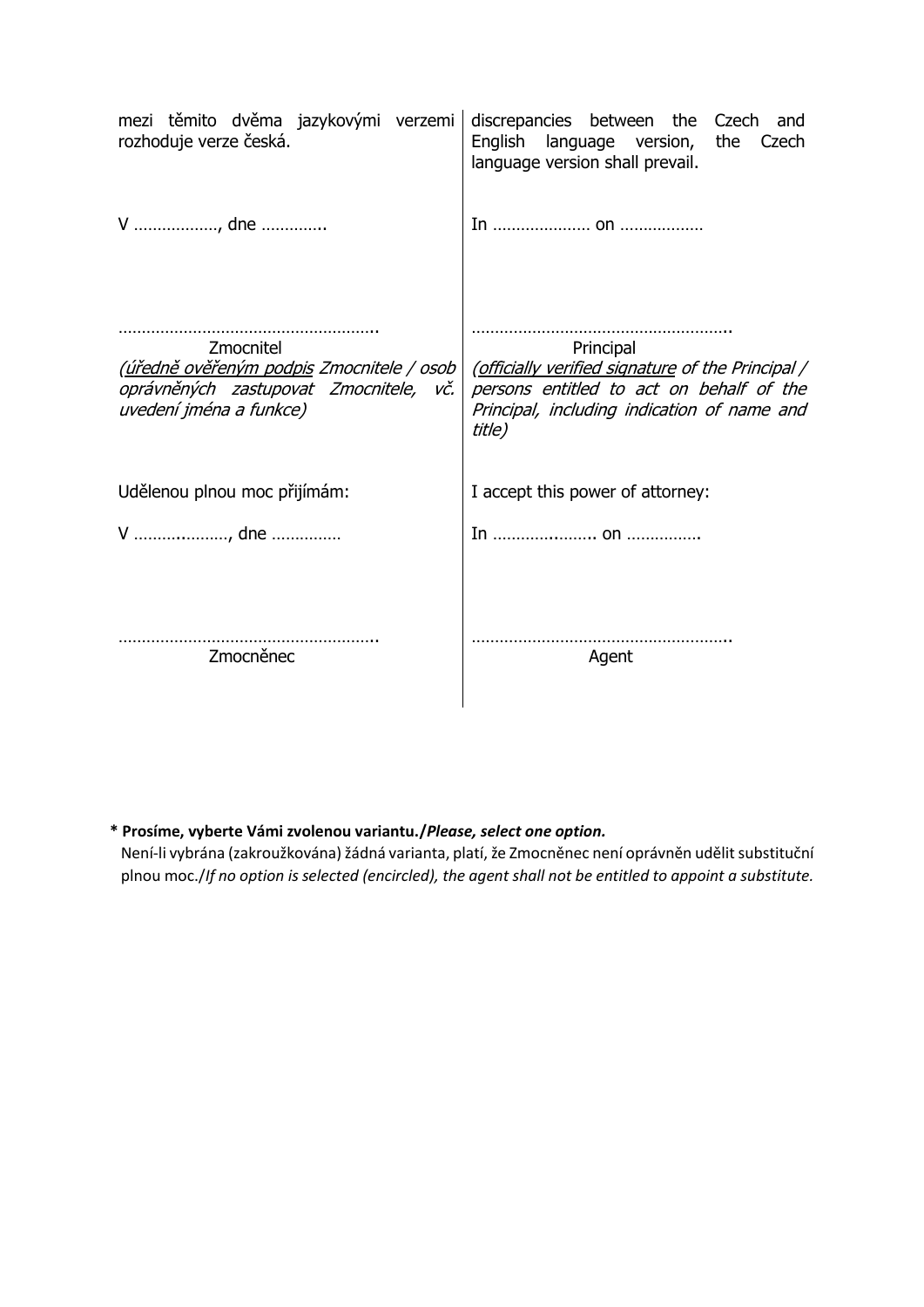| | |
|---|---|
| mezi těmito dvěma jazykovými verzemi rozhoduje verze česká. | discrepancies between the Czech and English language version, the Czech language version shall prevail. |
| V ………………, dne ………….. | In ………………… on ……………… |
| ……………………………………………….. Zmocnitel *(úředně ověřeným podpis Zmocnitele / osob oprávněných zastupovat Zmocnitele, vč. uvedení jména a funkce)* | ……………………………………………….. Principal *(officially verified signature of the Principal / persons entitled to act on behalf of the Principal, including indication of name and title)* |
| Udělenou plnou moc přijímám: | I accept this power of attorney: |
| V …………..………, dne …………… | In …………..…….. on ……………. |
| ……………………………………………….. Zmocněnec | ……………………………………………….. Agent |

**\* Prosíme, vyberte Vámi zvolenou variantu./*Please, select one option.***

Není-li vybrána (zakroužkována) žádná varianta, platí, že Zmocněnec není oprávněn udělit substituční plnou moc./*If no option is selected (encircled), the agent shall not be entitled to appoint a substitute.*